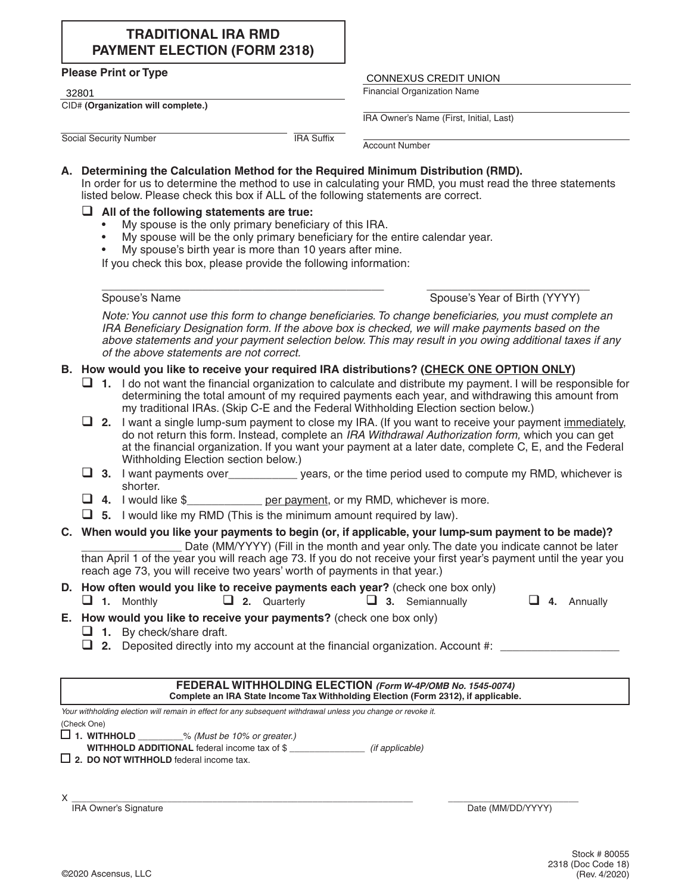# TRADITIONAL IRA RMD PAYMENT ELECTION (FORM 2318)

**Please Print or Type**

32801
CID# **(Organization will complete.)**

Social Security Number | IRA Suffix

CONNEXUS CREDIT UNION
Financial Organization Name

IRA Owner's Name (First, Initial, Last)

Account Number

**A. Determining the Calculation Method for the Required Minimum Distribution (RMD).**
In order for us to determine the method to use in calculating your RMD, you must read the three statements listed below. Please check this box if ALL of the following statements are correct.

- ☐ **All of the following statements are true:**
  - My spouse is the only primary beneficiary of this IRA.
  - My spouse will be the only primary beneficiary for the entire calendar year.
  - My spouse's birth year is more than 10 years after mine.

  If you check this box, please provide the following information:

  Spouse's Name ____________________ Spouse's Year of Birth (YYYY) ____________

  *Note: You cannot use this form to change beneficiaries. To change beneficiaries, you must complete an IRA Beneficiary Designation form. If the above box is checked, we will make payments based on the above statements and your payment selection below. This may result in you owing additional taxes if any of the above statements are not correct.*

**B. How would you like to receive your required IRA distributions? (CHECK ONE OPTION ONLY)**

- ☐ **1.** I do not want the financial organization to calculate and distribute my payment. I will be responsible for determining the total amount of my required payments each year, and withdrawing this amount from my traditional IRAs. (Skip C-E and the Federal Withholding Election section below.)
- ☐ **2.** I want a single lump-sum payment to close my IRA. (If you want to receive your payment immediately, do not return this form. Instead, complete an *IRA Withdrawal Authorization form,* which you can get at the financial organization. If you want your payment at a later date, complete C, E, and the Federal Withholding Election section below.)
- ☐ **3.** I want payments over___________ years, or the time period used to compute my RMD, whichever is shorter.
- ☐ **4.** I would like $____________ per payment, or my RMD, whichever is more.
- ☐ **5.** I would like my RMD (This is the minimum amount required by law).

**C. When would you like your payments to begin (or, if applicable, your lump-sum payment to be made)?**
________________ Date (MM/YYYY) (Fill in the month and year only. The date you indicate cannot be later than April 1 of the year you will reach age 73. If you do not receive your first year's payment until the year you reach age 73, you will receive two years' worth of payments in that year.)

**D. How often would you like to receive payments each year?** (check one box only)

☐ **1.** Monthly ☐ **2.** Quarterly ☐ **3.** Semiannually ☐ **4.** Annually

**E. How would you like to receive your payments?** (check one box only)

- ☐ **1.** By check/share draft.
- ☐ **2.** Deposited directly into my account at the financial organization. Account #: ___________________

**FEDERAL WITHHOLDING ELECTION** *(Form W-4P/OMB No. 1545-0074)*
**Complete an IRA State Income Tax Withholding Election (Form 2312), if applicable.**

*Your withholding election will remain in effect for any subsequent withdrawal unless you change or revoke it.*

(Check One)

☐ **1. WITHHOLD** _________% *(Must be 10% or greater.)*
**WITHHOLD ADDITIONAL** federal income tax of $ _______________ *(if applicable)*

☐ **2. DO NOT WITHHOLD** federal income tax.

X ______________________________________ IRA Owner's Signature

______________________ Date (MM/DD/YYYY)

©2020 Ascensus, LLC

Stock # 80055
2318 (Doc Code 18)
(Rev. 4/2020)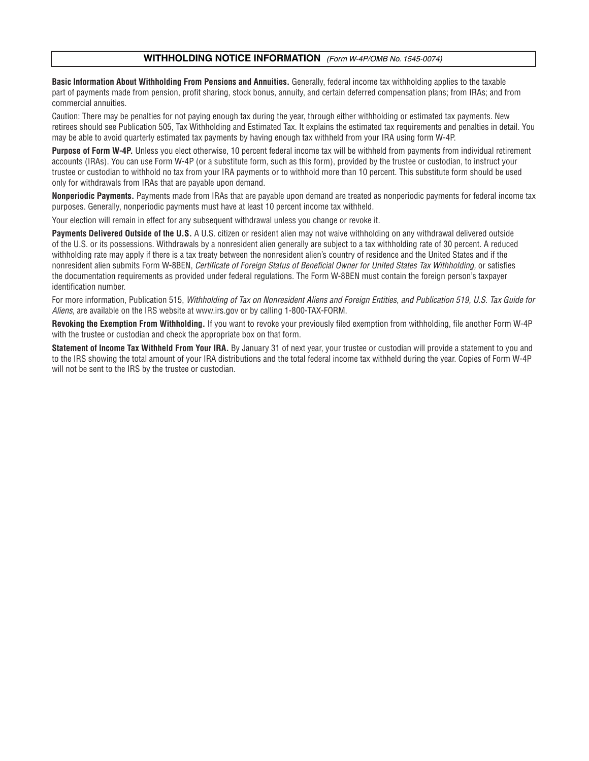## WITHHOLDING NOTICE INFORMATION *(Form W-4P/OMB No. 1545-0074)*

**Basic Information About Withholding From Pensions and Annuities.** Generally, federal income tax withholding applies to the taxable part of payments made from pension, profit sharing, stock bonus, annuity, and certain deferred compensation plans; from IRAs; and from commercial annuities.

Caution: There may be penalties for not paying enough tax during the year, through either withholding or estimated tax payments. New retirees should see Publication 505, Tax Withholding and Estimated Tax. It explains the estimated tax requirements and penalties in detail. You may be able to avoid quarterly estimated tax payments by having enough tax withheld from your IRA using form W-4P.

**Purpose of Form W-4P.** Unless you elect otherwise, 10 percent federal income tax will be withheld from payments from individual retirement accounts (IRAs). You can use Form W-4P (or a substitute form, such as this form), provided by the trustee or custodian, to instruct your trustee or custodian to withhold no tax from your IRA payments or to withhold more than 10 percent. This substitute form should be used only for withdrawals from IRAs that are payable upon demand.

**Nonperiodic Payments.** Payments made from IRAs that are payable upon demand are treated as nonperiodic payments for federal income tax purposes. Generally, nonperiodic payments must have at least 10 percent income tax withheld.

Your election will remain in effect for any subsequent withdrawal unless you change or revoke it.

**Payments Delivered Outside of the U.S.** A U.S. citizen or resident alien may not waive withholding on any withdrawal delivered outside of the U.S. or its possessions. Withdrawals by a nonresident alien generally are subject to a tax withholding rate of 30 percent. A reduced withholding rate may apply if there is a tax treaty between the nonresident alien's country of residence and the United States and if the nonresident alien submits Form W-8BEN, *Certificate of Foreign Status of Beneficial Owner for United States Tax Withholding,* or satisfies the documentation requirements as provided under federal regulations. The Form W-8BEN must contain the foreign person's taxpayer identification number.

For more information, Publication 515, *Withholding of Tax on Nonresident Aliens and Foreign Entities, and Publication 519, U.S. Tax Guide for Aliens,* are available on the IRS website at www.irs.gov or by calling 1-800-TAX-FORM.

**Revoking the Exemption From Withholding.** If you want to revoke your previously filed exemption from withholding, file another Form W-4P with the trustee or custodian and check the appropriate box on that form.

**Statement of Income Tax Withheld From Your IRA.** By January 31 of next year, your trustee or custodian will provide a statement to you and to the IRS showing the total amount of your IRA distributions and the total federal income tax withheld during the year. Copies of Form W-4P will not be sent to the IRS by the trustee or custodian.